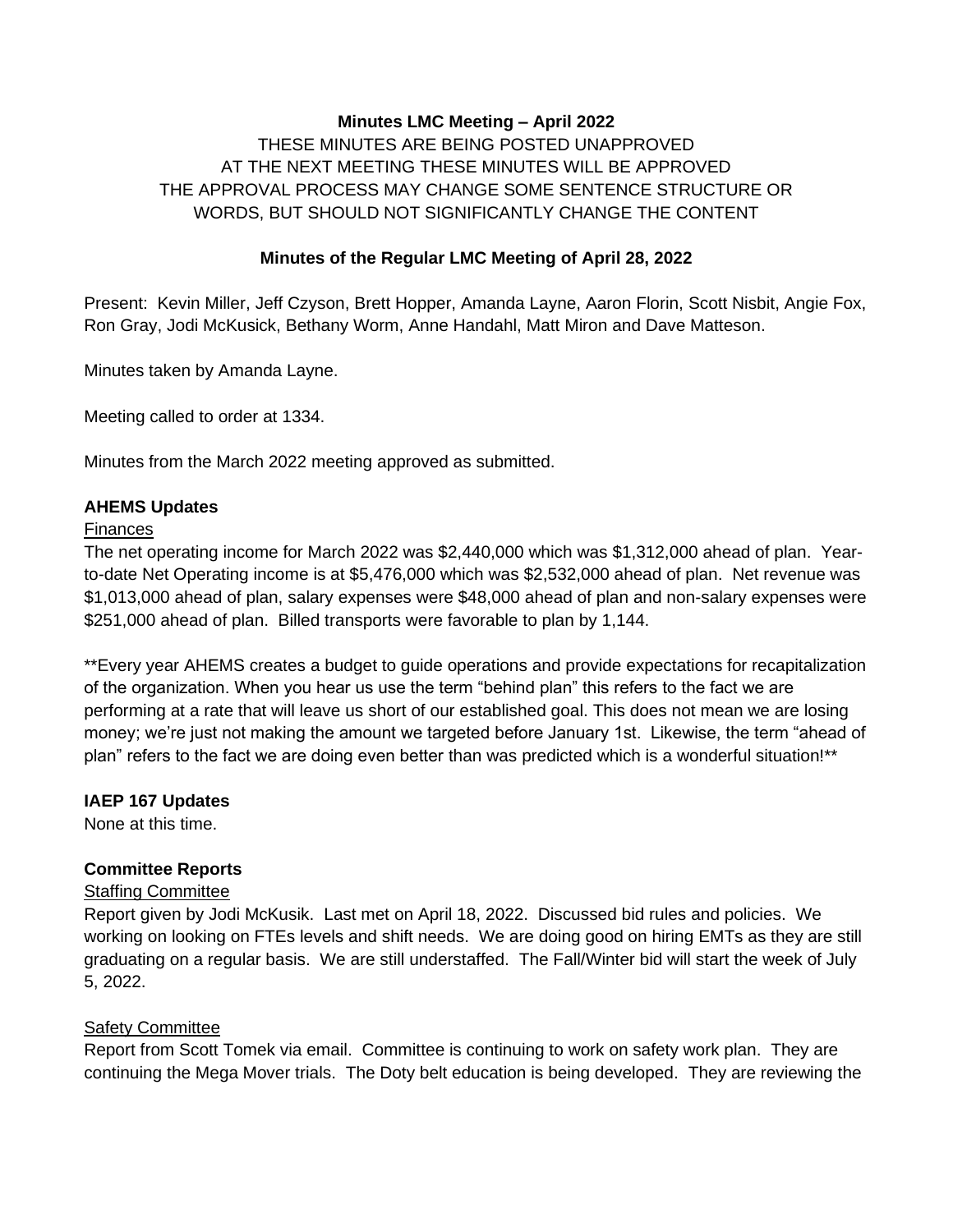**Minutes LMC Meeting – April 2022**

THESE MINUTES ARE BEING POSTED UNAPPROVED
AT THE NEXT MEETING THESE MINUTES WILL BE APPROVED
THE APPROVAL PROCESS MAY CHANGE SOME SENTENCE STRUCTURE OR WORDS, BUT SHOULD NOT SIGNIFICANTLY CHANGE THE CONTENT

**Minutes of the Regular LMC Meeting of April 28, 2022**

Present: Kevin Miller, Jeff Czyson, Brett Hopper, Amanda Layne, Aaron Florin, Scott Nisbit, Angie Fox, Ron Gray, Jodi McKusick, Bethany Worm, Anne Handahl, Matt Miron and Dave Matteson.

Minutes taken by Amanda Layne.

Meeting called to order at 1334.

Minutes from the March 2022 meeting approved as submitted.

**AHEMS Updates**

Finances

The net operating income for March 2022 was $2,440,000 which was $1,312,000 ahead of plan. Year-to-date Net Operating income is at $5,476,000 which was $2,532,000 ahead of plan. Net revenue was $1,013,000 ahead of plan, salary expenses were $48,000 ahead of plan and non-salary expenses were $251,000 ahead of plan. Billed transports were favorable to plan by 1,144.

**Every year AHEMS creates a budget to guide operations and provide expectations for recapitalization of the organization. When you hear us use the term "behind plan" this refers to the fact we are performing at a rate that will leave us short of our established goal. This does not mean we are losing money; we're just not making the amount we targeted before January 1st. Likewise, the term "ahead of plan" refers to the fact we are doing even better than was predicted which is a wonderful situation!**

**IAEP 167 Updates**

None at this time.

**Committee Reports**

Staffing Committee

Report given by Jodi McKusik. Last met on April 18, 2022. Discussed bid rules and policies. We working on looking on FTEs levels and shift needs. We are doing good on hiring EMTs as they are still graduating on a regular basis. We are still understaffed. The Fall/Winter bid will start the week of July 5, 2022.

Safety Committee

Report from Scott Tomek via email. Committee is continuing to work on safety work plan. They are continuing the Mega Mover trials. The Doty belt education is being developed. They are reviewing the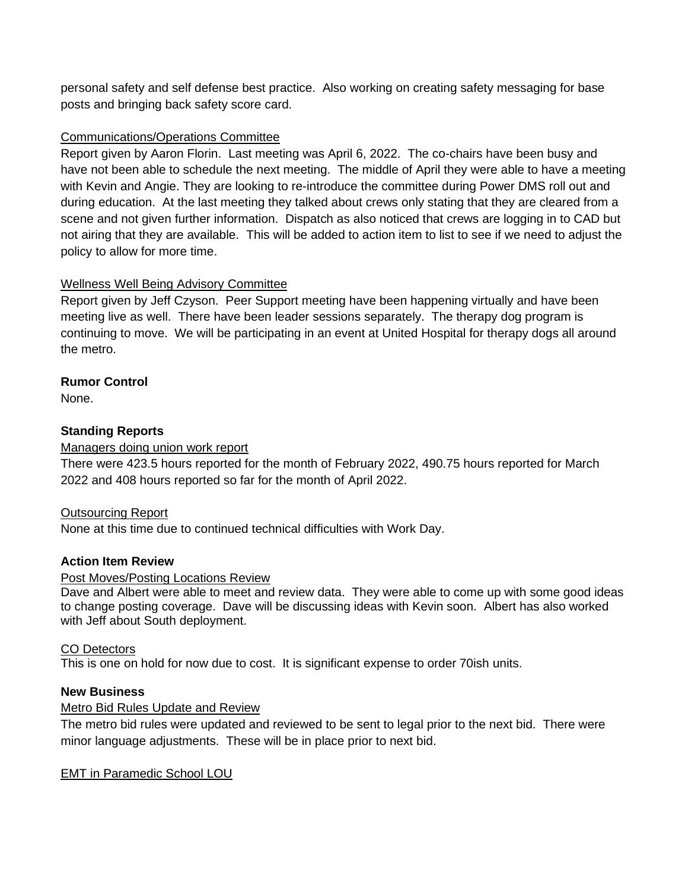personal safety and self defense best practice. Also working on creating safety messaging for base posts and bringing back safety score card.

Communications/Operations Committee

Report given by Aaron Florin. Last meeting was April 6, 2022. The co-chairs have been busy and have not been able to schedule the next meeting. The middle of April they were able to have a meeting with Kevin and Angie. They are looking to re-introduce the committee during Power DMS roll out and during education. At the last meeting they talked about crews only stating that they are cleared from a scene and not given further information. Dispatch as also noticed that crews are logging in to CAD but not airing that they are available. This will be added to action item to list to see if we need to adjust the policy to allow for more time.

Wellness Well Being Advisory Committee

Report given by Jeff Czyson. Peer Support meeting have been happening virtually and have been meeting live as well. There have been leader sessions separately. The therapy dog program is continuing to move. We will be participating in an event at United Hospital for therapy dogs all around the metro.

**Rumor Control**

None.

**Standing Reports**

Managers doing union work report

There were 423.5 hours reported for the month of February 2022, 490.75 hours reported for March 2022 and 408 hours reported so far for the month of April 2022.

Outsourcing Report

None at this time due to continued technical difficulties with Work Day.

**Action Item Review**

Post Moves/Posting Locations Review

Dave and Albert were able to meet and review data. They were able to come up with some good ideas to change posting coverage. Dave will be discussing ideas with Kevin soon. Albert has also worked with Jeff about South deployment.

CO Detectors

This is one on hold for now due to cost. It is significant expense to order 70ish units.

**New Business**

Metro Bid Rules Update and Review

The metro bid rules were updated and reviewed to be sent to legal prior to the next bid. There were minor language adjustments. These will be in place prior to next bid.

EMT in Paramedic School LOU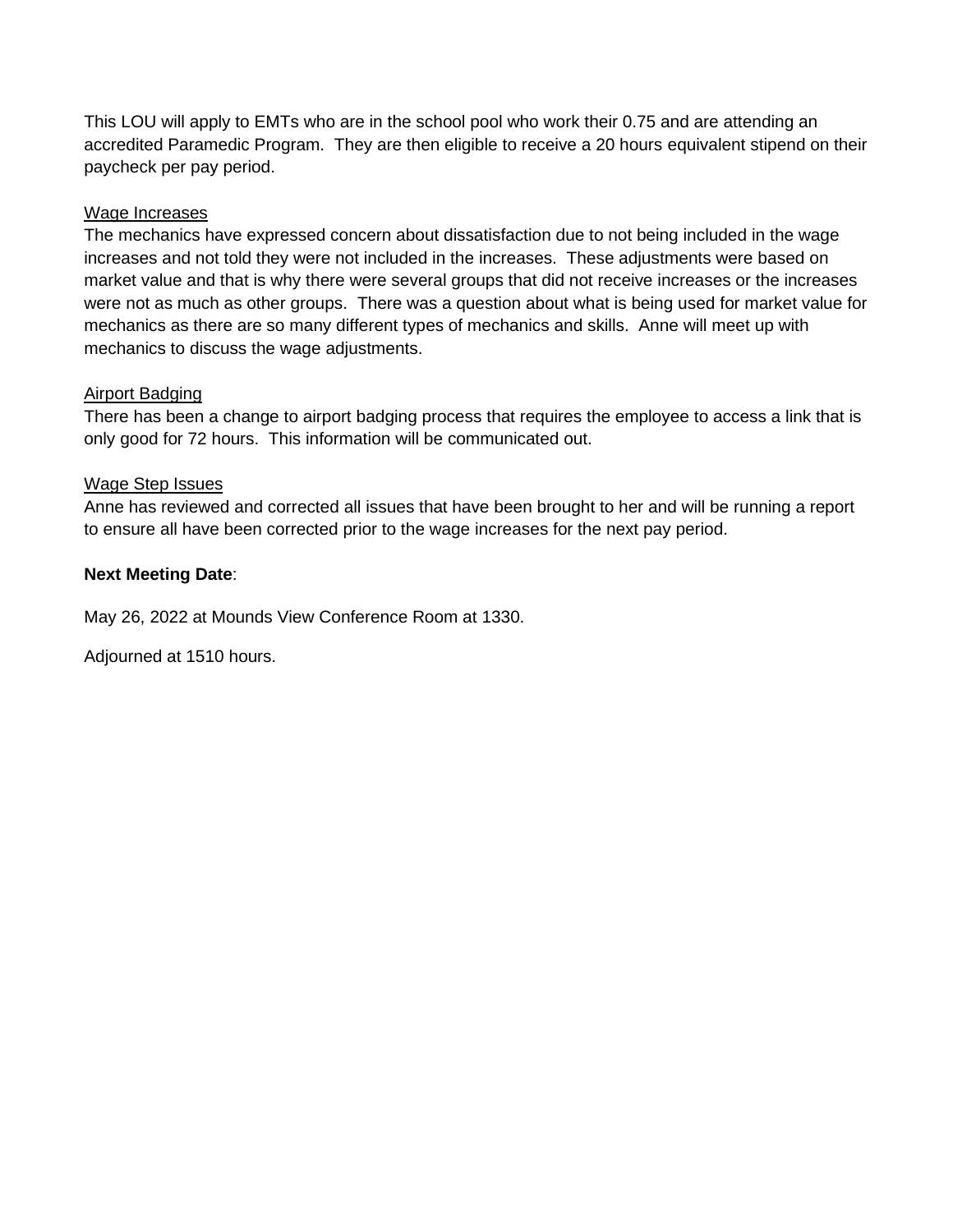This LOU will apply to EMTs who are in the school pool who work their 0.75 and are attending an accredited Paramedic Program. They are then eligible to receive a 20 hours equivalent stipend on their paycheck per pay period.

<u>Wage Increases</u>

The mechanics have expressed concern about dissatisfaction due to not being included in the wage increases and not told they were not included in the increases. These adjustments were based on market value and that is why there were several groups that did not receive increases or the increases were not as much as other groups. There was a question about what is being used for market value for mechanics as there are so many different types of mechanics and skills. Anne will meet up with mechanics to discuss the wage adjustments.

<u>Airport Badging</u>

There has been a change to airport badging process that requires the employee to access a link that is only good for 72 hours. This information will be communicated out.

<u>Wage Step Issues</u>

Anne has reviewed and corrected all issues that have been brought to her and will be running a report to ensure all have been corrected prior to the wage increases for the next pay period.

**Next Meeting Date**:

May 26, 2022 at Mounds View Conference Room at 1330.

Adjourned at 1510 hours.